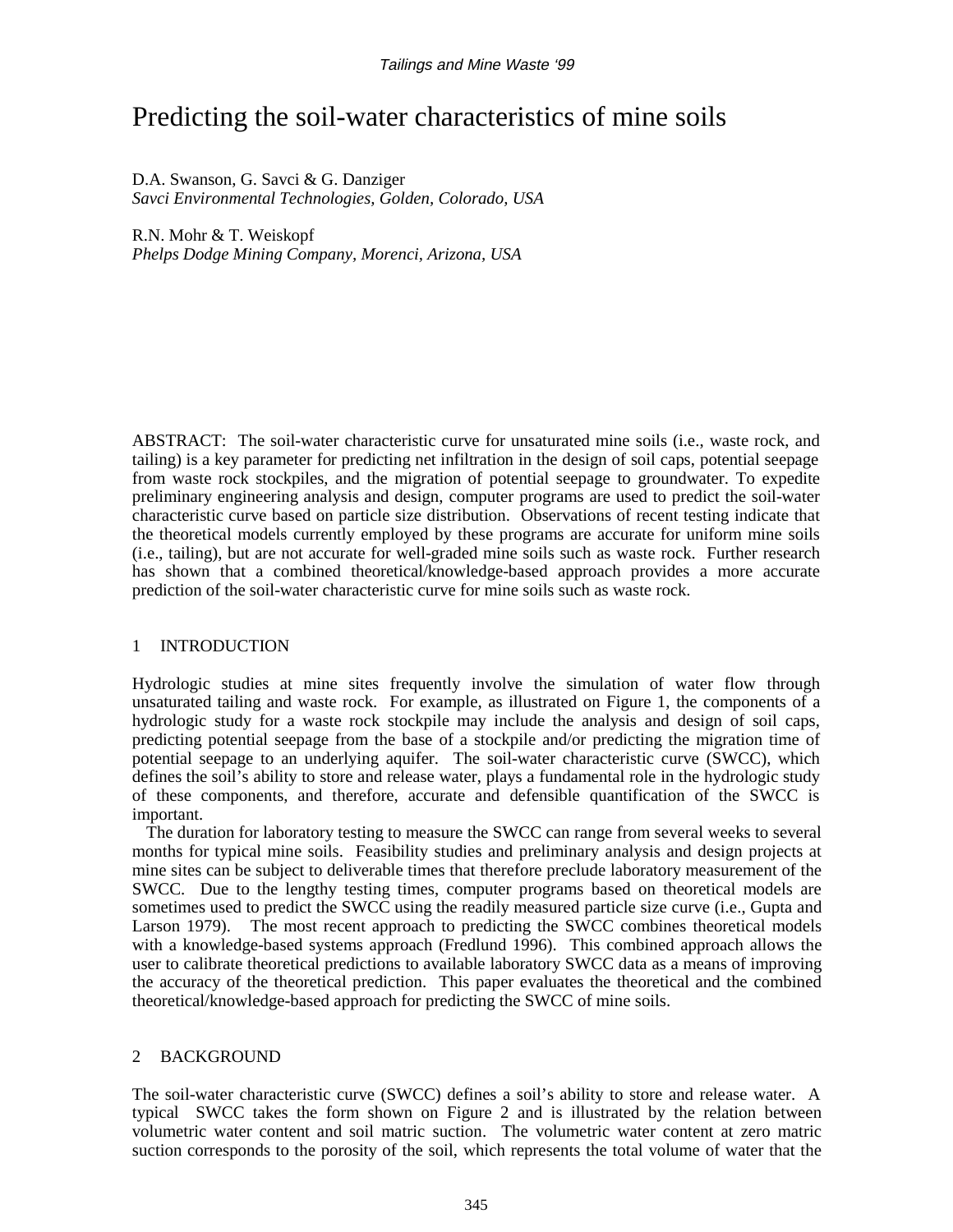# Predicting the soil-water characteristics of mine soils

D.A. Swanson, G. Savci & G. Danziger
*Savci Environmental Technologies, Golden, Colorado, USA*

R.N. Mohr & T. Weiskopf
*Phelps Dodge Mining Company, Morenci, Arizona, USA*

ABSTRACT: The soil-water characteristic curve for unsaturated mine soils (i.e., waste rock, and tailing) is a key parameter for predicting net infiltration in the design of soil caps, potential seepage from waste rock stockpiles, and the migration of potential seepage to groundwater. To expedite preliminary engineering analysis and design, computer programs are used to predict the soil-water characteristic curve based on particle size distribution. Observations of recent testing indicate that the theoretical models currently employed by these programs are accurate for uniform mine soils (i.e., tailing), but are not accurate for well-graded mine soils such as waste rock. Further research has shown that a combined theoretical/knowledge-based approach provides a more accurate prediction of the soil-water characteristic curve for mine soils such as waste rock.

## 1 INTRODUCTION

Hydrologic studies at mine sites frequently involve the simulation of water flow through unsaturated tailing and waste rock. For example, as illustrated on Figure 1, the components of a hydrologic study for a waste rock stockpile may include the analysis and design of soil caps, predicting potential seepage from the base of a stockpile and/or predicting the migration time of potential seepage to an underlying aquifer. The soil-water characteristic curve (SWCC), which defines the soil's ability to store and release water, plays a fundamental role in the hydrologic study of these components, and therefore, accurate and defensible quantification of the SWCC is important.

The duration for laboratory testing to measure the SWCC can range from several weeks to several months for typical mine soils. Feasibility studies and preliminary analysis and design projects at mine sites can be subject to deliverable times that therefore preclude laboratory measurement of the SWCC. Due to the lengthy testing times, computer programs based on theoretical models are sometimes used to predict the SWCC using the readily measured particle size curve (i.e., Gupta and Larson 1979). The most recent approach to predicting the SWCC combines theoretical models with a knowledge-based systems approach (Fredlund 1996). This combined approach allows the user to calibrate theoretical predictions to available laboratory SWCC data as a means of improving the accuracy of the theoretical prediction. This paper evaluates the theoretical and the combined theoretical/knowledge-based approach for predicting the SWCC of mine soils.

## 2 BACKGROUND

The soil-water characteristic curve (SWCC) defines a soil's ability to store and release water. A typical SWCC takes the form shown on Figure 2 and is illustrated by the relation between volumetric water content and soil matric suction. The volumetric water content at zero matric suction corresponds to the porosity of the soil, which represents the total volume of water that the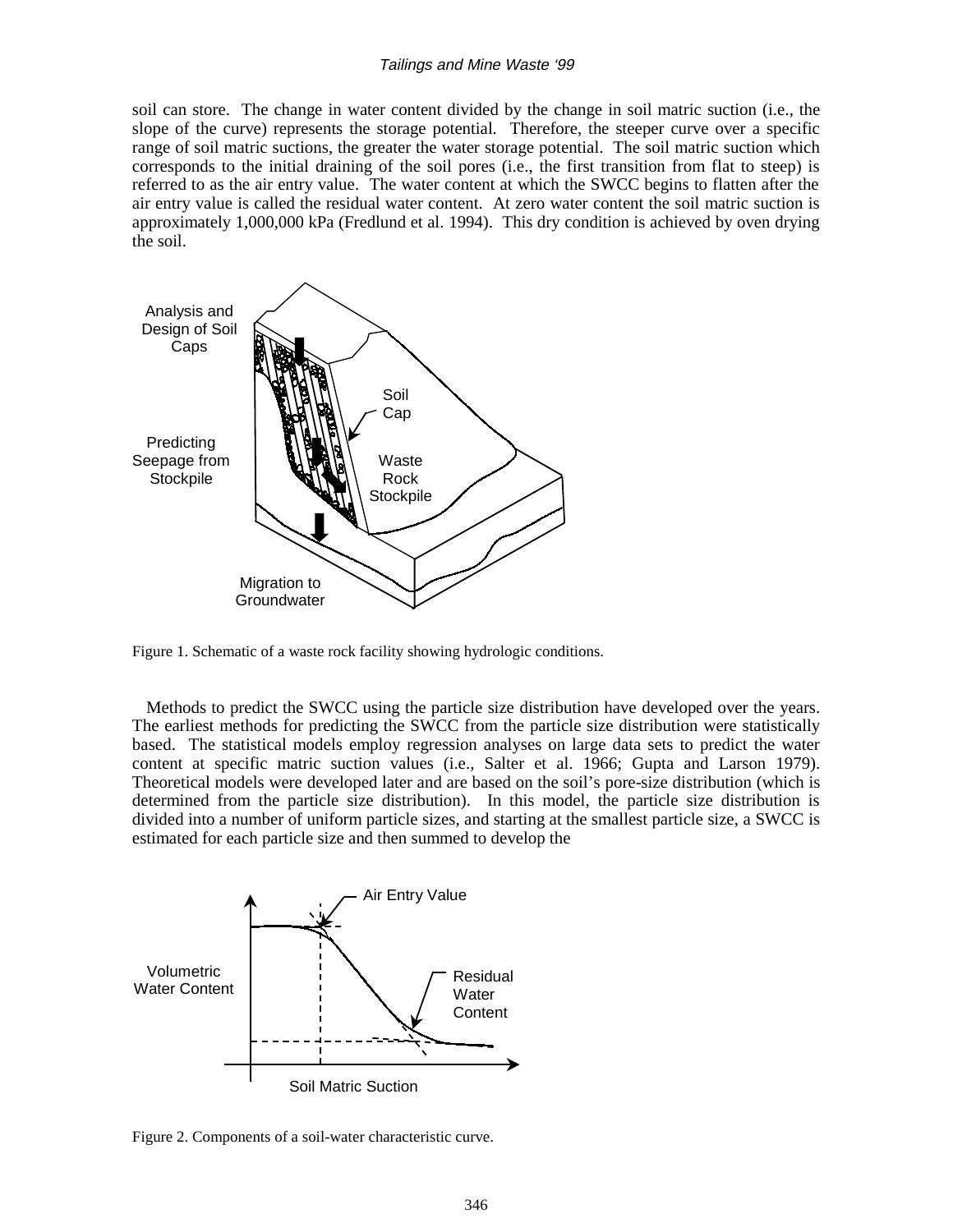soil can store. The change in water content divided by the change in soil matric suction (i.e., the slope of the curve) represents the storage potential. Therefore, the steeper curve over a specific range of soil matric suctions, the greater the water storage potential. The soil matric suction which corresponds to the initial draining of the soil pores (i.e., the first transition from flat to steep) is referred to as the air entry value. The water content at which the SWCC begins to flatten after the air entry value is called the residual water content. At zero water content the soil matric suction is approximately 1,000,000 kPa (Fredlund et al. 1994). This dry condition is achieved by oven drying the soil.

Figure 1. Schematic of a waste rock facility showing hydrologic conditions.

Methods to predict the SWCC using the particle size distribution have developed over the years. The earliest methods for predicting the SWCC from the particle size distribution were statistically based. The statistical models employ regression analyses on large data sets to predict the water content at specific matric suction values (i.e., Salter et al. 1966; Gupta and Larson 1979). Theoretical models were developed later and are based on the soil's pore-size distribution (which is determined from the particle size distribution). In this model, the particle size distribution is divided into a number of uniform particle sizes, and starting at the smallest particle size, a SWCC is estimated for each particle size and then summed to develop the

Figure 2. Components of a soil-water characteristic curve.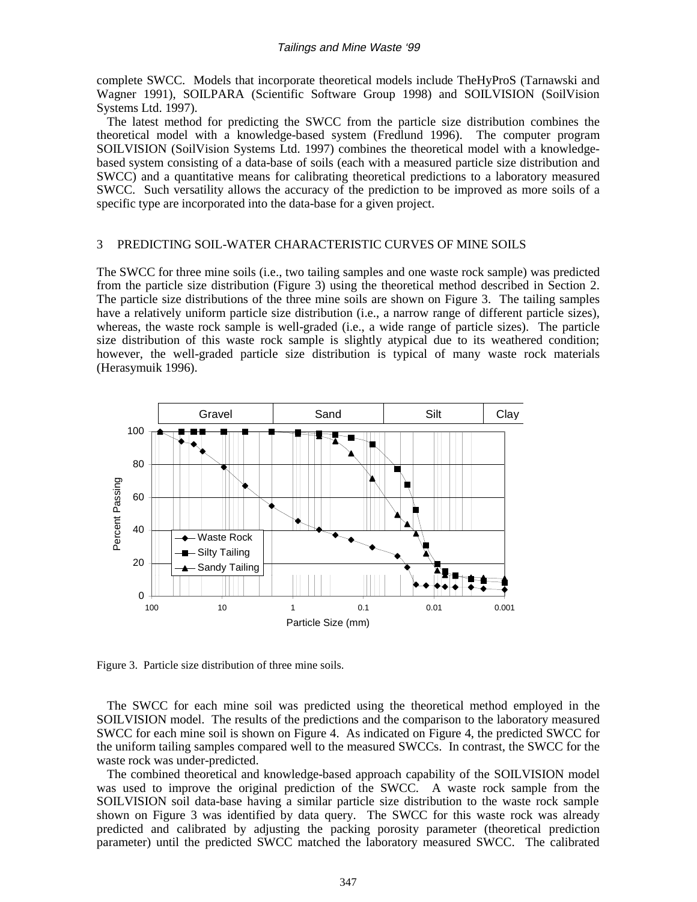complete SWCC. Models that incorporate theoretical models include TheHyProS (Tarnawski and Wagner 1991), SOILPARA (Scientific Software Group 1998) and SOILVISION (SoilVision Systems Ltd. 1997).

The latest method for predicting the SWCC from the particle size distribution combines the theoretical model with a knowledge-based system (Fredlund 1996). The computer program SOILVISION (SoilVision Systems Ltd. 1997) combines the theoretical model with a knowledge-based system consisting of a data-base of soils (each with a measured particle size distribution and SWCC) and a quantitative means for calibrating theoretical predictions to a laboratory measured SWCC. Such versatility allows the accuracy of the prediction to be improved as more soils of a specific type are incorporated into the data-base for a given project.

## 3 PREDICTING SOIL-WATER CHARACTERISTIC CURVES OF MINE SOILS

The SWCC for three mine soils (i.e., two tailing samples and one waste rock sample) was predicted from the particle size distribution (Figure 3) using the theoretical method described in Section 2. The particle size distributions of the three mine soils are shown on Figure 3. The tailing samples have a relatively uniform particle size distribution (i.e., a narrow range of different particle sizes), whereas, the waste rock sample is well-graded (i.e., a wide range of particle sizes). The particle size distribution of this waste rock sample is slightly atypical due to its weathered condition; however, the well-graded particle size distribution is typical of many waste rock materials (Herasymuik 1996).

Figure 3. Particle size distribution of three mine soils.

The SWCC for each mine soil was predicted using the theoretical method employed in the SOILVISION model. The results of the predictions and the comparison to the laboratory measured SWCC for each mine soil is shown on Figure 4. As indicated on Figure 4, the predicted SWCC for the uniform tailing samples compared well to the measured SWCCs. In contrast, the SWCC for the waste rock was under-predicted.

The combined theoretical and knowledge-based approach capability of the SOILVISION model was used to improve the original prediction of the SWCC. A waste rock sample from the SOILVISION soil data-base having a similar particle size distribution to the waste rock sample shown on Figure 3 was identified by data query. The SWCC for this waste rock was already predicted and calibrated by adjusting the packing porosity parameter (theoretical prediction parameter) until the predicted SWCC matched the laboratory measured SWCC. The calibrated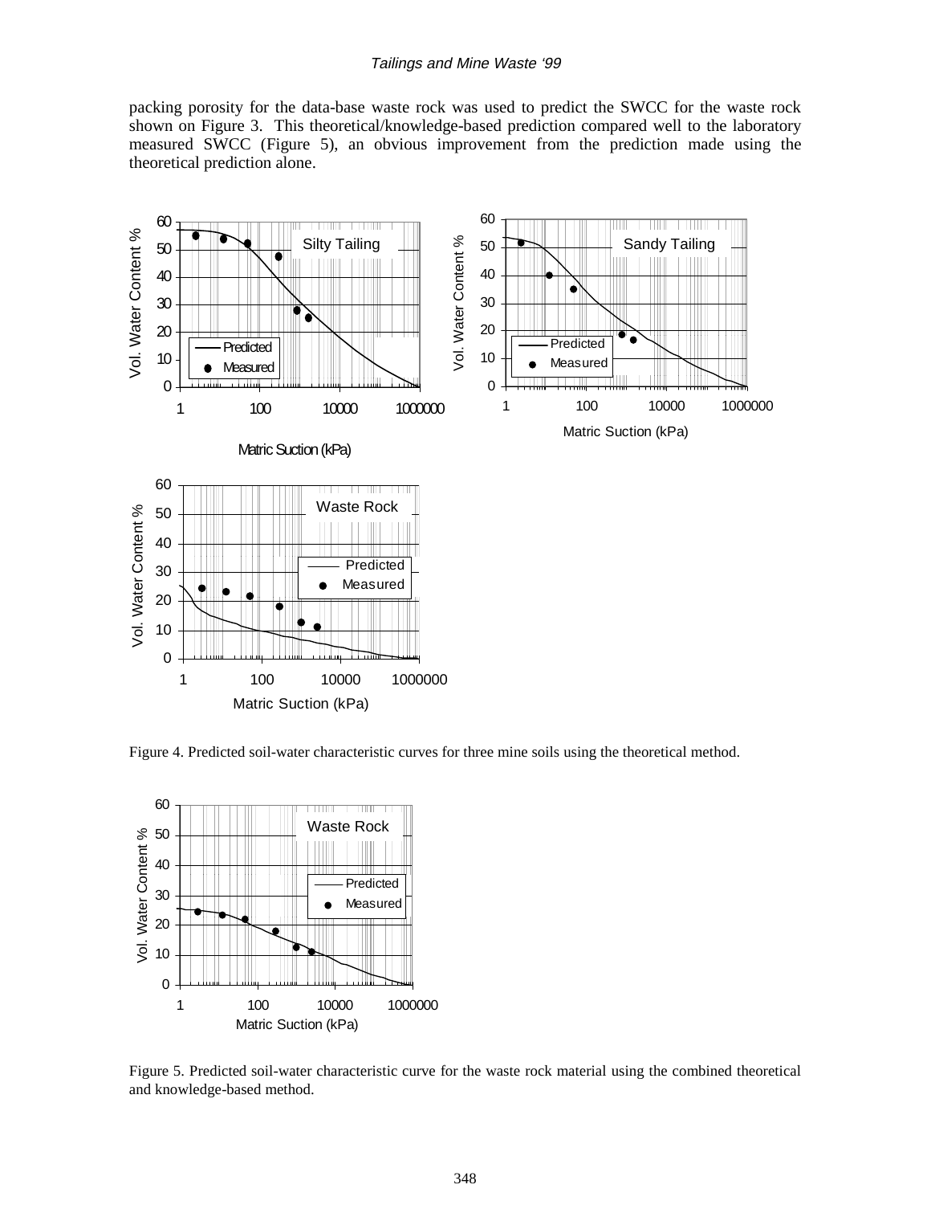packing porosity for the data-base waste rock was used to predict the SWCC for the waste rock shown on Figure 3. This theoretical/knowledge-based prediction compared well to the laboratory measured SWCC (Figure 5), an obvious improvement from the prediction made using the theoretical prediction alone.

Figure 4. Predicted soil-water characteristic curves for three mine soils using the theoretical method.

Figure 5. Predicted soil-water characteristic curve for the waste rock material using the combined theoretical and knowledge-based method.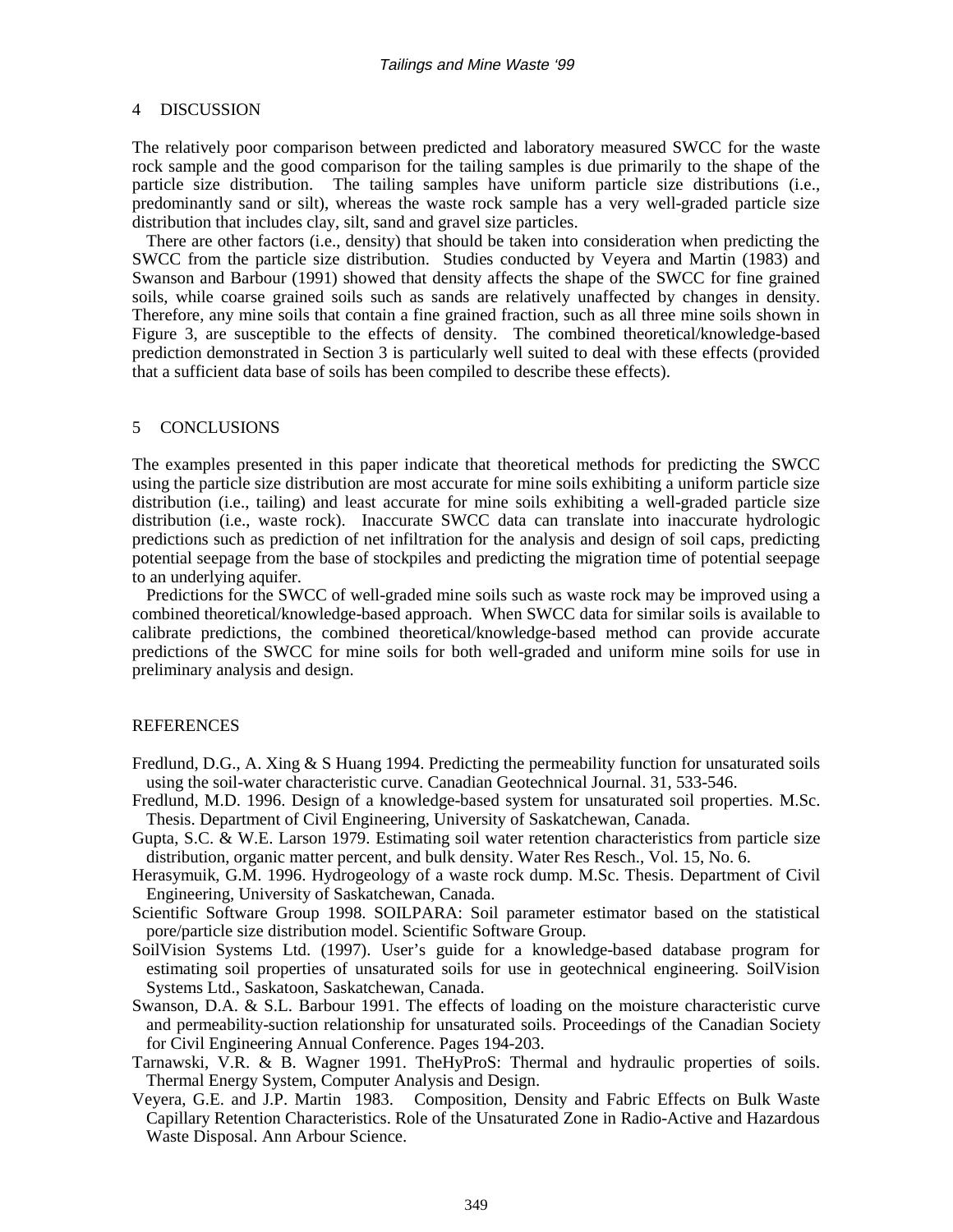## 4 DISCUSSION

The relatively poor comparison between predicted and laboratory measured SWCC for the waste rock sample and the good comparison for the tailing samples is due primarily to the shape of the particle size distribution. The tailing samples have uniform particle size distributions (i.e., predominantly sand or silt), whereas the waste rock sample has a very well-graded particle size distribution that includes clay, silt, sand and gravel size particles.

There are other factors (i.e., density) that should be taken into consideration when predicting the SWCC from the particle size distribution. Studies conducted by Veyera and Martin (1983) and Swanson and Barbour (1991) showed that density affects the shape of the SWCC for fine grained soils, while coarse grained soils such as sands are relatively unaffected by changes in density. Therefore, any mine soils that contain a fine grained fraction, such as all three mine soils shown in Figure 3, are susceptible to the effects of density. The combined theoretical/knowledge-based prediction demonstrated in Section 3 is particularly well suited to deal with these effects (provided that a sufficient data base of soils has been compiled to describe these effects).

## 5 CONCLUSIONS

The examples presented in this paper indicate that theoretical methods for predicting the SWCC using the particle size distribution are most accurate for mine soils exhibiting a uniform particle size distribution (i.e., tailing) and least accurate for mine soils exhibiting a well-graded particle size distribution (i.e., waste rock). Inaccurate SWCC data can translate into inaccurate hydrologic predictions such as prediction of net infiltration for the analysis and design of soil caps, predicting potential seepage from the base of stockpiles and predicting the migration time of potential seepage to an underlying aquifer.

Predictions for the SWCC of well-graded mine soils such as waste rock may be improved using a combined theoretical/knowledge-based approach. When SWCC data for similar soils is available to calibrate predictions, the combined theoretical/knowledge-based method can provide accurate predictions of the SWCC for mine soils for both well-graded and uniform mine soils for use in preliminary analysis and design.

## REFERENCES

Fredlund, D.G., A. Xing & S Huang 1994. Predicting the permeability function for unsaturated soils using the soil-water characteristic curve. Canadian Geotechnical Journal. 31, 533-546.

Fredlund, M.D. 1996. Design of a knowledge-based system for unsaturated soil properties. M.Sc. Thesis. Department of Civil Engineering, University of Saskatchewan, Canada.

Gupta, S.C. & W.E. Larson 1979. Estimating soil water retention characteristics from particle size distribution, organic matter percent, and bulk density. Water Res Resch., Vol. 15, No. 6.

Herasymuik, G.M. 1996. Hydrogeology of a waste rock dump. M.Sc. Thesis. Department of Civil Engineering, University of Saskatchewan, Canada.

Scientific Software Group 1998. SOILPARA: Soil parameter estimator based on the statistical pore/particle size distribution model. Scientific Software Group.

SoilVision Systems Ltd. (1997). User's guide for a knowledge-based database program for estimating soil properties of unsaturated soils for use in geotechnical engineering. SoilVision Systems Ltd., Saskatoon, Saskatchewan, Canada.

Swanson, D.A. & S.L. Barbour 1991. The effects of loading on the moisture characteristic curve and permeability-suction relationship for unsaturated soils. Proceedings of the Canadian Society for Civil Engineering Annual Conference. Pages 194-203.

Tarnawski, V.R. & B. Wagner 1991. TheHyProS: Thermal and hydraulic properties of soils. Thermal Energy System, Computer Analysis and Design.

Veyera, G.E. and J.P. Martin 1983. Composition, Density and Fabric Effects on Bulk Waste Capillary Retention Characteristics. Role of the Unsaturated Zone in Radio-Active and Hazardous Waste Disposal. Ann Arbour Science.